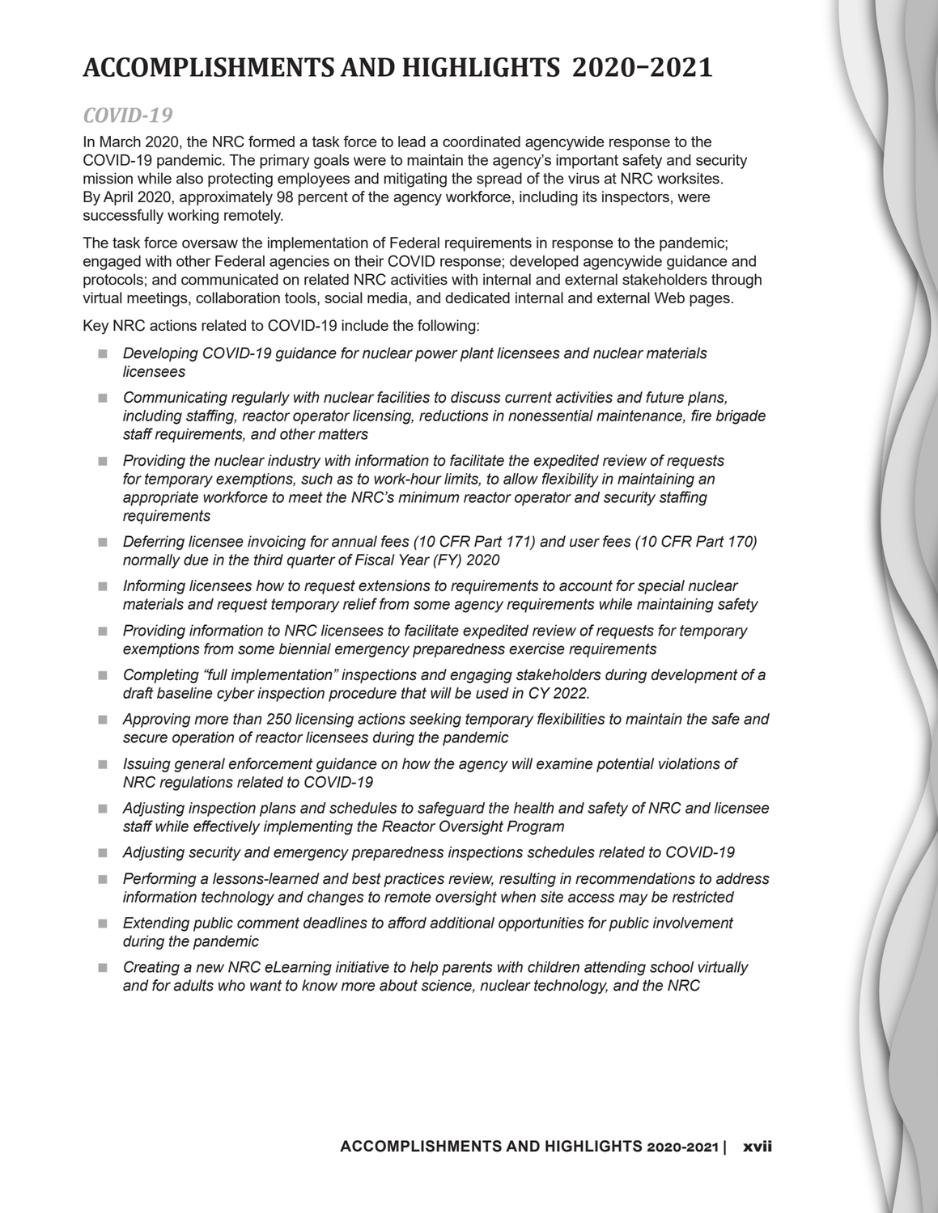# ACCOMPLISHMENTS AND HIGHLIGHTS 2020–2021

## *COVID-19*

In March 2020, the NRC formed a task force to lead a coordinated agencywide response to the COVID-19 pandemic. The primary goals were to maintain the agency's important safety and security mission while also protecting employees and mitigating the spread of the virus at NRC worksites. By April 2020, approximately 98 percent of the agency workforce, including its inspectors, were successfully working remotely.

The task force oversaw the implementation of Federal requirements in response to the pandemic; engaged with other Federal agencies on their COVID response; developed agencywide guidance and protocols; and communicated on related NRC activities with internal and external stakeholders through virtual meetings, collaboration tools, social media, and dedicated internal and external Web pages.

Key NRC actions related to COVID-19 include the following:

- *Developing COVID-19 guidance for nuclear power plant licensees and nuclear materials licensees*
- *Communicating regularly with nuclear facilities to discuss current activities and future plans, including staffing, reactor operator licensing, reductions in nonessential maintenance, fire brigade staff requirements, and other matters*
- *Providing the nuclear industry with information to facilitate the expedited review of requests for temporary exemptions, such as to work-hour limits, to allow flexibility in maintaining an appropriate workforce to meet the NRC's minimum reactor operator and security staffing requirements*
- *Deferring licensee invoicing for annual fees (10 CFR Part 171) and user fees (10 CFR Part 170) normally due in the third quarter of Fiscal Year (FY) 2020*
- *Informing licensees how to request extensions to requirements to account for special nuclear materials and request temporary relief from some agency requirements while maintaining safety*
- *Providing information to NRC licensees to facilitate expedited review of requests for temporary exemptions from some biennial emergency preparedness exercise requirements*
- *Completing "full implementation" inspections and engaging stakeholders during development of a draft baseline cyber inspection procedure that will be used in CY 2022.*
- *Approving more than 250 licensing actions seeking temporary flexibilities to maintain the safe and secure operation of reactor licensees during the pandemic*
- *Issuing general enforcement guidance on how the agency will examine potential violations of NRC regulations related to COVID-19*
- *Adjusting inspection plans and schedules to safeguard the health and safety of NRC and licensee staff while effectively implementing the Reactor Oversight Program*
- *Adjusting security and emergency preparedness inspections schedules related to COVID-19*
- *Performing a lessons-learned and best practices review, resulting in recommendations to address information technology and changes to remote oversight when site access may be restricted*
- *Extending public comment deadlines to afford additional opportunities for public involvement during the pandemic*
- *Creating a new NRC eLearning initiative to help parents with children attending school virtually and for adults who want to know more about science, nuclear technology, and the NRC*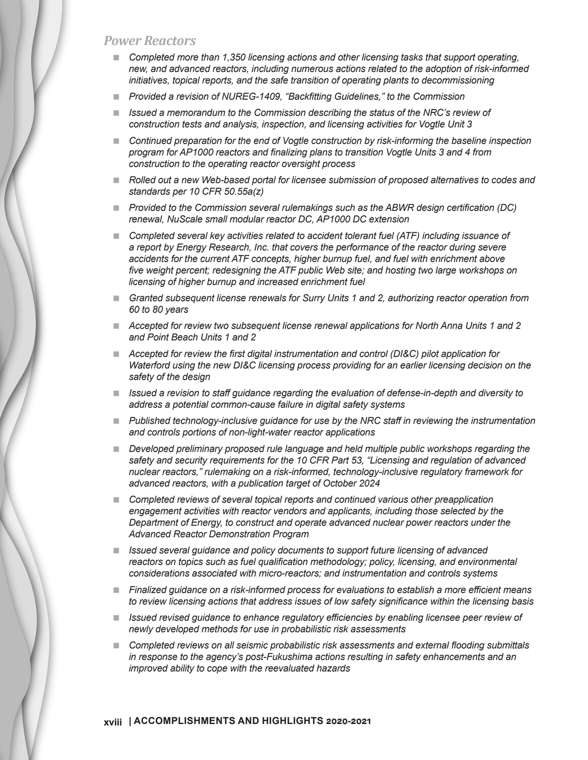## *Power Reactors*

- *Completed more than 1,350 licensing actions and other licensing tasks that support operating, new, and advanced reactors, including numerous actions related to the adoption of risk-informed initiatives, topical reports, and the safe transition of operating plants to decommissioning*
- *Provided a revision of NUREG-1409, "Backfitting Guidelines," to the Commission*
- *Issued a memorandum to the Commission describing the status of the NRC's review of construction tests and analysis, inspection, and licensing activities for Vogtle Unit 3*
- *Continued preparation for the end of Vogtle construction by risk-informing the baseline inspection program for AP1000 reactors and finalizing plans to transition Vogtle Units 3 and 4 from construction to the operating reactor oversight process*
- *Rolled out a new Web-based portal for licensee submission of proposed alternatives to codes and standards per 10 CFR 50.55a(z)*
- *Provided to the Commission several rulemakings such as the ABWR design certification (DC) renewal, NuScale small modular reactor DC, AP1000 DC extension*
- *Completed several key activities related to accident tolerant fuel (ATF) including issuance of a report by Energy Research, Inc. that covers the performance of the reactor during severe accidents for the current ATF concepts, higher burnup fuel, and fuel with enrichment above five weight percent; redesigning the ATF public Web site; and hosting two large workshops on licensing of higher burnup and increased enrichment fuel*
- *Granted subsequent license renewals for Surry Units 1 and 2, authorizing reactor operation from 60 to 80 years*
- *Accepted for review two subsequent license renewal applications for North Anna Units 1 and 2 and Point Beach Units 1 and 2*
- *Accepted for review the first digital instrumentation and control (DI&C) pilot application for Waterford using the new DI&C licensing process providing for an earlier licensing decision on the safety of the design*
- *Issued a revision to staff guidance regarding the evaluation of defense-in-depth and diversity to address a potential common-cause failure in digital safety systems*
- *Published technology-inclusive guidance for use by the NRC staff in reviewing the instrumentation and controls portions of non-light-water reactor applications*
- *Developed preliminary proposed rule language and held multiple public workshops regarding the safety and security requirements for the 10 CFR Part 53, "Licensing and regulation of advanced nuclear reactors," rulemaking on a risk-informed, technology-inclusive regulatory framework for advanced reactors, with a publication target of October 2024*
- *Completed reviews of several topical reports and continued various other preapplication engagement activities with reactor vendors and applicants, including those selected by the Department of Energy, to construct and operate advanced nuclear power reactors under the Advanced Reactor Demonstration Program*
- *Issued several guidance and policy documents to support future licensing of advanced reactors on topics such as fuel qualification methodology; policy, licensing, and environmental considerations associated with micro-reactors; and instrumentation and controls systems*
- *Finalized guidance on a risk-informed process for evaluations to establish a more efficient means to review licensing actions that address issues of low safety significance within the licensing basis*
- *Issued revised guidance to enhance regulatory efficiencies by enabling licensee peer review of newly developed methods for use in probabilistic risk assessments*
- *Completed reviews on all seismic probabilistic risk assessments and external flooding submittals in response to the agency's post-Fukushima actions resulting in safety enhancements and an improved ability to cope with the reevaluated hazards*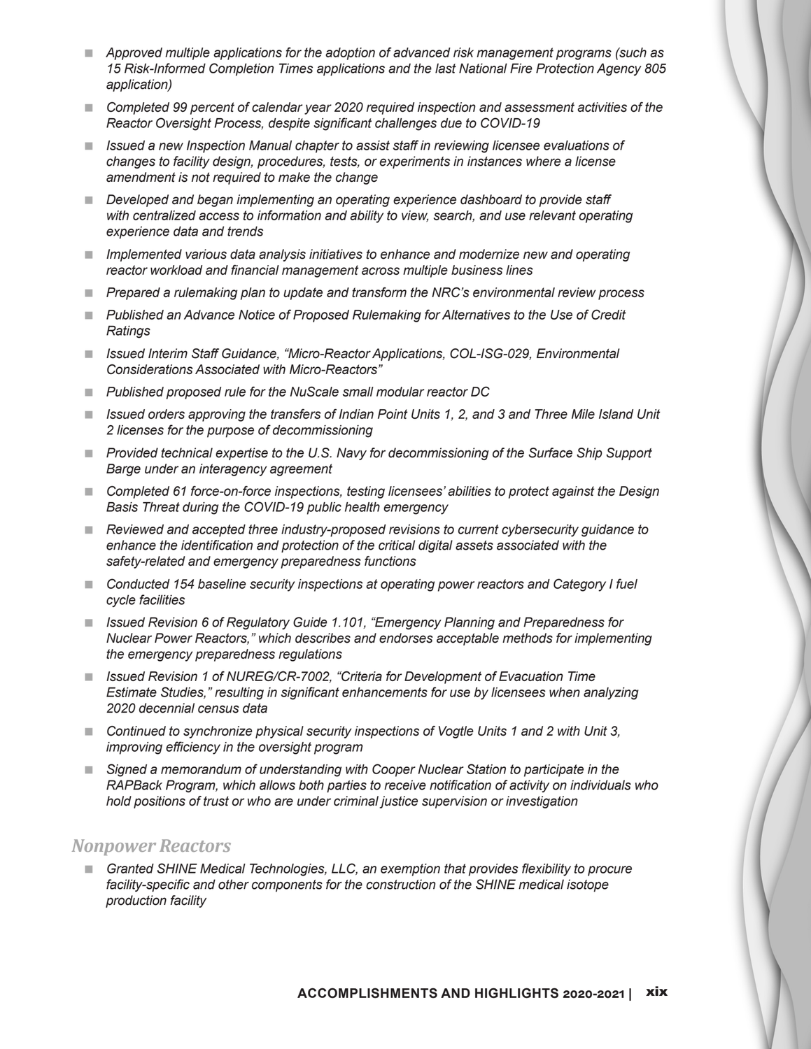- *Approved multiple applications for the adoption of advanced risk management programs (such as 15 Risk-Informed Completion Times applications and the last National Fire Protection Agency 805 application)*
- *Completed 99 percent of calendar year 2020 required inspection and assessment activities of the Reactor Oversight Process, despite significant challenges due to COVID-19*
- *Issued a new Inspection Manual chapter to assist staff in reviewing licensee evaluations of changes to facility design, procedures, tests, or experiments in instances where a license amendment is not required to make the change*
- *Developed and began implementing an operating experience dashboard to provide staff with centralized access to information and ability to view, search, and use relevant operating experience data and trends*
- *Implemented various data analysis initiatives to enhance and modernize new and operating reactor workload and financial management across multiple business lines*
- *Prepared a rulemaking plan to update and transform the NRC's environmental review process*
- *Published an Advance Notice of Proposed Rulemaking for Alternatives to the Use of Credit Ratings*
- *Issued Interim Staff Guidance, "Micro-Reactor Applications, COL-ISG-029, Environmental Considerations Associated with Micro-Reactors"*
- *Published proposed rule for the NuScale small modular reactor DC*
- *Issued orders approving the transfers of Indian Point Units 1, 2, and 3 and Three Mile Island Unit 2 licenses for the purpose of decommissioning*
- *Provided technical expertise to the U.S. Navy for decommissioning of the Surface Ship Support Barge under an interagency agreement*
- *Completed 61 force-on-force inspections, testing licensees' abilities to protect against the Design Basis Threat during the COVID-19 public health emergency*
- *Reviewed and accepted three industry-proposed revisions to current cybersecurity guidance to enhance the identification and protection of the critical digital assets associated with the safety-related and emergency preparedness functions*
- *Conducted 154 baseline security inspections at operating power reactors and Category I fuel cycle facilities*
- *Issued Revision 6 of Regulatory Guide 1.101, "Emergency Planning and Preparedness for Nuclear Power Reactors," which describes and endorses acceptable methods for implementing the emergency preparedness regulations*
- *Issued Revision 1 of NUREG/CR-7002, "Criteria for Development of Evacuation Time Estimate Studies," resulting in significant enhancements for use by licensees when analyzing 2020 decennial census data*
- *Continued to synchronize physical security inspections of Vogtle Units 1 and 2 with Unit 3, improving efficiency in the oversight program*
- *Signed a memorandum of understanding with Cooper Nuclear Station to participate in the RAPBack Program, which allows both parties to receive notification of activity on individuals who hold positions of trust or who are under criminal justice supervision or investigation*

## *Nonpower Reactors*

- *Granted SHINE Medical Technologies, LLC, an exemption that provides flexibility to procure facility-specific and other components for the construction of the SHINE medical isotope production facility*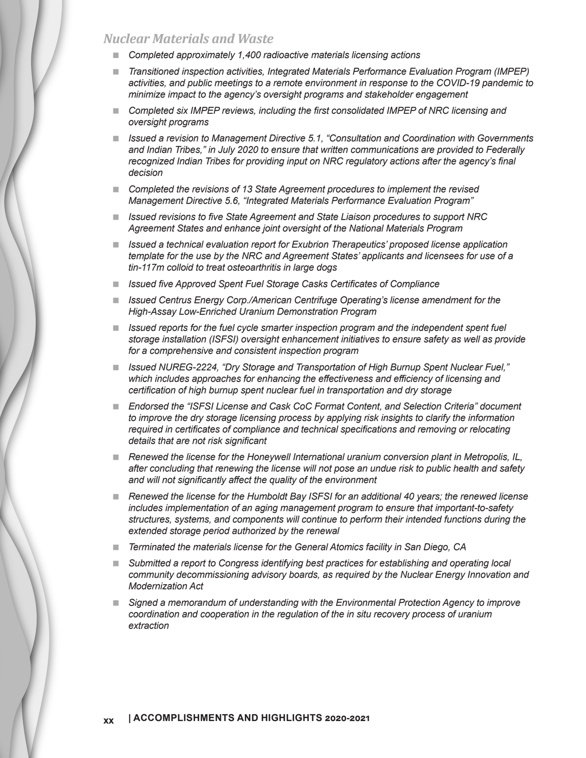## *Nuclear Materials and Waste*

- *Completed approximately 1,400 radioactive materials licensing actions*
- *Transitioned inspection activities, Integrated Materials Performance Evaluation Program (IMPEP) activities, and public meetings to a remote environment in response to the COVID-19 pandemic to minimize impact to the agency's oversight programs and stakeholder engagement*
- *Completed six IMPEP reviews, including the first consolidated IMPEP of NRC licensing and oversight programs*
- *Issued a revision to Management Directive 5.1, "Consultation and Coordination with Governments and Indian Tribes," in July 2020 to ensure that written communications are provided to Federally recognized Indian Tribes for providing input on NRC regulatory actions after the agency's final decision*
- *Completed the revisions of 13 State Agreement procedures to implement the revised Management Directive 5.6, "Integrated Materials Performance Evaluation Program"*
- *Issued revisions to five State Agreement and State Liaison procedures to support NRC Agreement States and enhance joint oversight of the National Materials Program*
- *Issued a technical evaluation report for Exubrion Therapeutics' proposed license application template for the use by the NRC and Agreement States' applicants and licensees for use of a tin-117m colloid to treat osteoarthritis in large dogs*
- *Issued five Approved Spent Fuel Storage Casks Certificates of Compliance*
- *Issued Centrus Energy Corp./American Centrifuge Operating's license amendment for the High-Assay Low-Enriched Uranium Demonstration Program*
- *Issued reports for the fuel cycle smarter inspection program and the independent spent fuel storage installation (ISFSI) oversight enhancement initiatives to ensure safety as well as provide for a comprehensive and consistent inspection program*
- *Issued NUREG-2224, "Dry Storage and Transportation of High Burnup Spent Nuclear Fuel," which includes approaches for enhancing the effectiveness and efficiency of licensing and certification of high burnup spent nuclear fuel in transportation and dry storage*
- *Endorsed the "ISFSI License and Cask CoC Format Content, and Selection Criteria" document to improve the dry storage licensing process by applying risk insights to clarify the information required in certificates of compliance and technical specifications and removing or relocating details that are not risk significant*
- *Renewed the license for the Honeywell International uranium conversion plant in Metropolis, IL, after concluding that renewing the license will not pose an undue risk to public health and safety and will not significantly affect the quality of the environment*
- *Renewed the license for the Humboldt Bay ISFSI for an additional 40 years; the renewed license includes implementation of an aging management program to ensure that important-to-safety structures, systems, and components will continue to perform their intended functions during the extended storage period authorized by the renewal*
- *Terminated the materials license for the General Atomics facility in San Diego, CA*
- *Submitted a report to Congress identifying best practices for establishing and operating local community decommissioning advisory boards, as required by the Nuclear Energy Innovation and Modernization Act*
- *Signed a memorandum of understanding with the Environmental Protection Agency to improve coordination and cooperation in the regulation of the in situ recovery process of uranium extraction*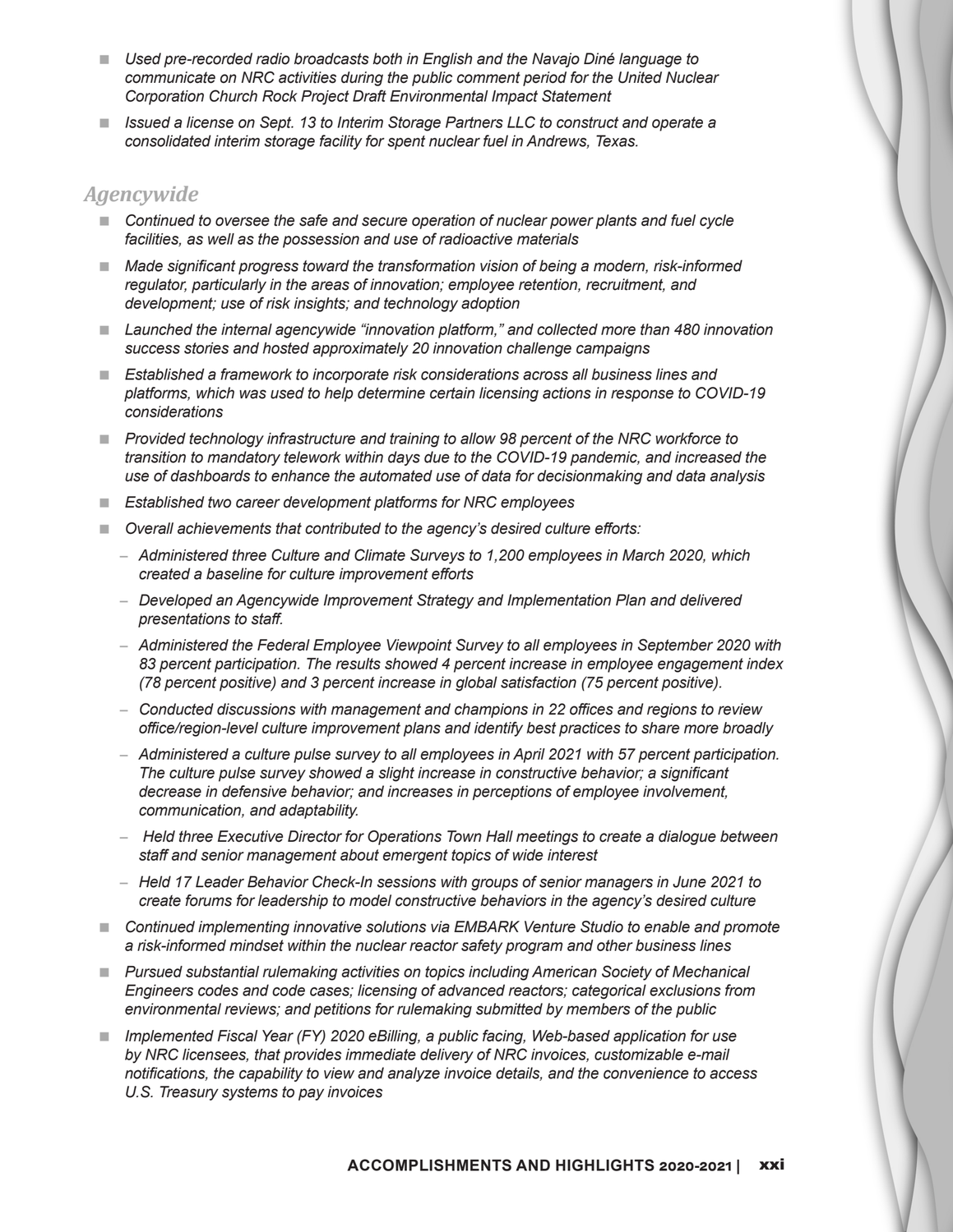- *Used pre-recorded radio broadcasts both in English and the Navajo Diné language to communicate on NRC activities during the public comment period for the United Nuclear Corporation Church Rock Project Draft Environmental Impact Statement*
- *Issued a license on Sept. 13 to Interim Storage Partners LLC to construct and operate a consolidated interim storage facility for spent nuclear fuel in Andrews, Texas.*

## *Agencywide*

- *Continued to oversee the safe and secure operation of nuclear power plants and fuel cycle facilities, as well as the possession and use of radioactive materials*
- *Made significant progress toward the transformation vision of being a modern, risk-informed regulator, particularly in the areas of innovation; employee retention, recruitment, and development; use of risk insights; and technology adoption*
- *Launched the internal agencywide "innovation platform," and collected more than 480 innovation success stories and hosted approximately 20 innovation challenge campaigns*
- *Established a framework to incorporate risk considerations across all business lines and platforms, which was used to help determine certain licensing actions in response to COVID-19 considerations*
- *Provided technology infrastructure and training to allow 98 percent of the NRC workforce to transition to mandatory telework within days due to the COVID-19 pandemic, and increased the use of dashboards to enhance the automated use of data for decisionmaking and data analysis*
- *Established two career development platforms for NRC employees*
- *Overall achievements that contributed to the agency's desired culture efforts:*
  - *Administered three Culture and Climate Surveys to 1,200 employees in March 2020, which created a baseline for culture improvement efforts*
  - *Developed an Agencywide Improvement Strategy and Implementation Plan and delivered presentations to staff.*
  - *Administered the Federal Employee Viewpoint Survey to all employees in September 2020 with 83 percent participation. The results showed 4 percent increase in employee engagement index (78 percent positive) and 3 percent increase in global satisfaction (75 percent positive).*
  - *Conducted discussions with management and champions in 22 offices and regions to review office/region-level culture improvement plans and identify best practices to share more broadly*
  - *Administered a culture pulse survey to all employees in April 2021 with 57 percent participation. The culture pulse survey showed a slight increase in constructive behavior; a significant decrease in defensive behavior; and increases in perceptions of employee involvement, communication, and adaptability.*
  - *Held three Executive Director for Operations Town Hall meetings to create a dialogue between staff and senior management about emergent topics of wide interest*
  - *Held 17 Leader Behavior Check-In sessions with groups of senior managers in June 2021 to create forums for leadership to model constructive behaviors in the agency's desired culture*
- *Continued implementing innovative solutions via EMBARK Venture Studio to enable and promote a risk-informed mindset within the nuclear reactor safety program and other business lines*
- *Pursued substantial rulemaking activities on topics including American Society of Mechanical Engineers codes and code cases; licensing of advanced reactors; categorical exclusions from environmental reviews; and petitions for rulemaking submitted by members of the public*
- *Implemented Fiscal Year (FY) 2020 eBilling, a public facing, Web-based application for use by NRC licensees, that provides immediate delivery of NRC invoices, customizable e-mail notifications, the capability to view and analyze invoice details, and the convenience to access U.S. Treasury systems to pay invoices*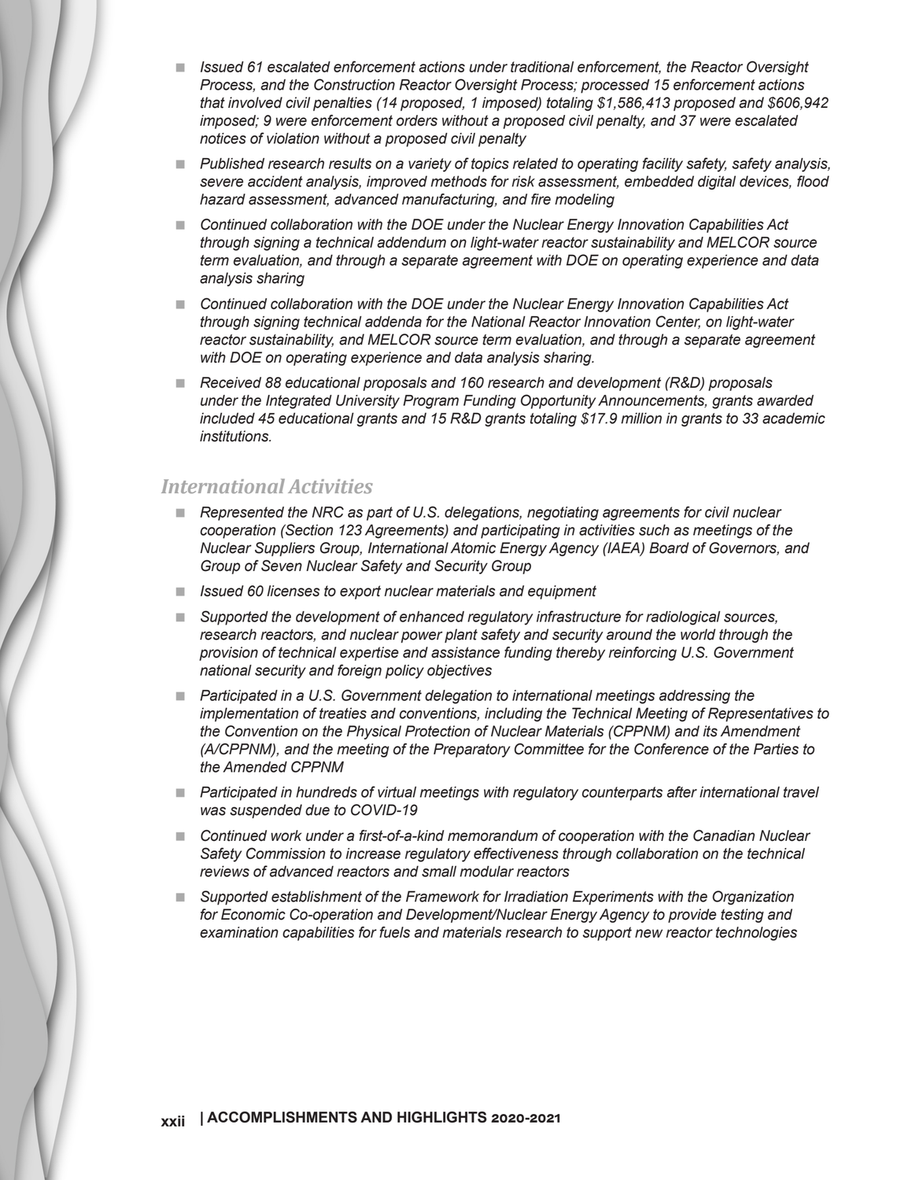- *Issued 61 escalated enforcement actions under traditional enforcement, the Reactor Oversight Process, and the Construction Reactor Oversight Process; processed 15 enforcement actions that involved civil penalties (14 proposed, 1 imposed) totaling $1,586,413 proposed and $606,942 imposed; 9 were enforcement orders without a proposed civil penalty, and 37 were escalated notices of violation without a proposed civil penalty*
- *Published research results on a variety of topics related to operating facility safety, safety analysis, severe accident analysis, improved methods for risk assessment, embedded digital devices, flood hazard assessment, advanced manufacturing, and fire modeling*
- *Continued collaboration with the DOE under the Nuclear Energy Innovation Capabilities Act through signing a technical addendum on light-water reactor sustainability and MELCOR source term evaluation, and through a separate agreement with DOE on operating experience and data analysis sharing*
- *Continued collaboration with the DOE under the Nuclear Energy Innovation Capabilities Act through signing technical addenda for the National Reactor Innovation Center, on light-water reactor sustainability, and MELCOR source term evaluation, and through a separate agreement with DOE on operating experience and data analysis sharing.*
- *Received 88 educational proposals and 160 research and development (R&D) proposals under the Integrated University Program Funding Opportunity Announcements, grants awarded included 45 educational grants and 15 R&D grants totaling $17.9 million in grants to 33 academic institutions.*

## *International Activities*

- *Represented the NRC as part of U.S. delegations, negotiating agreements for civil nuclear cooperation (Section 123 Agreements) and participating in activities such as meetings of the Nuclear Suppliers Group, International Atomic Energy Agency (IAEA) Board of Governors, and Group of Seven Nuclear Safety and Security Group*
- *Issued 60 licenses to export nuclear materials and equipment*
- *Supported the development of enhanced regulatory infrastructure for radiological sources, research reactors, and nuclear power plant safety and security around the world through the provision of technical expertise and assistance funding thereby reinforcing U.S. Government national security and foreign policy objectives*
- *Participated in a U.S. Government delegation to international meetings addressing the implementation of treaties and conventions, including the Technical Meeting of Representatives to the Convention on the Physical Protection of Nuclear Materials (CPPNM) and its Amendment (A/CPPNM), and the meeting of the Preparatory Committee for the Conference of the Parties to the Amended CPPNM*
- *Participated in hundreds of virtual meetings with regulatory counterparts after international travel was suspended due to COVID-19*
- *Continued work under a first-of-a-kind memorandum of cooperation with the Canadian Nuclear Safety Commission to increase regulatory effectiveness through collaboration on the technical reviews of advanced reactors and small modular reactors*
- *Supported establishment of the Framework for Irradiation Experiments with the Organization for Economic Co-operation and Development/Nuclear Energy Agency to provide testing and examination capabilities for fuels and materials research to support new reactor technologies*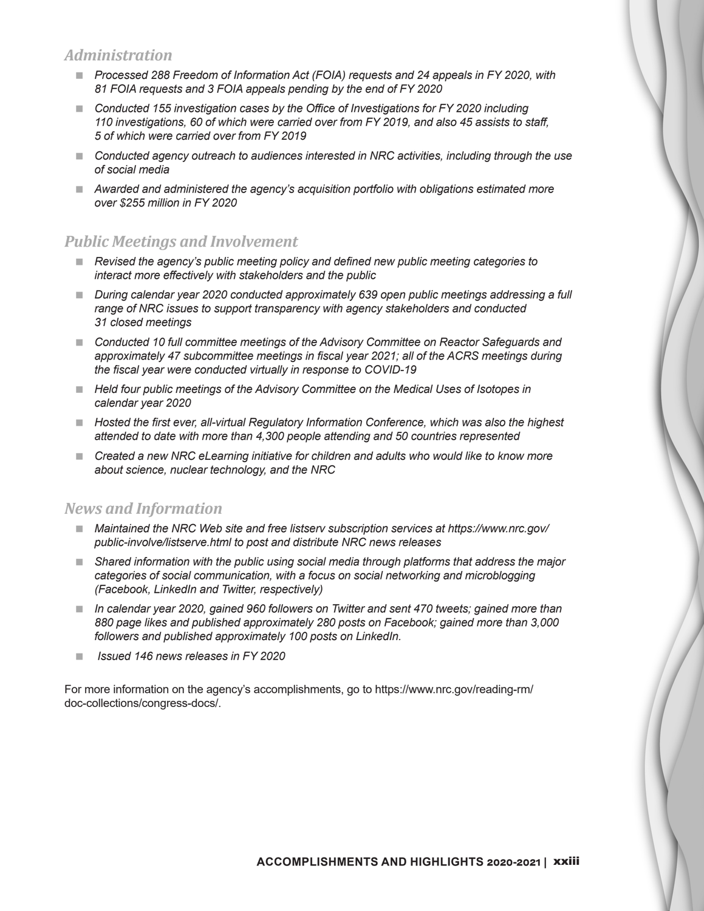## *Administration*

- *Processed 288 Freedom of Information Act (FOIA) requests and 24 appeals in FY 2020, with 81 FOIA requests and 3 FOIA appeals pending by the end of FY 2020*
- *Conducted 155 investigation cases by the Office of Investigations for FY 2020 including 110 investigations, 60 of which were carried over from FY 2019, and also 45 assists to staff, 5 of which were carried over from FY 2019*
- *Conducted agency outreach to audiences interested in NRC activities, including through the use of social media*
- *Awarded and administered the agency's acquisition portfolio with obligations estimated more over $255 million in FY 2020*

## *Public Meetings and Involvement*

- *Revised the agency's public meeting policy and defined new public meeting categories to interact more effectively with stakeholders and the public*
- *During calendar year 2020 conducted approximately 639 open public meetings addressing a full range of NRC issues to support transparency with agency stakeholders and conducted 31 closed meetings*
- *Conducted 10 full committee meetings of the Advisory Committee on Reactor Safeguards and approximately 47 subcommittee meetings in fiscal year 2021; all of the ACRS meetings during the fiscal year were conducted virtually in response to COVID-19*
- *Held four public meetings of the Advisory Committee on the Medical Uses of Isotopes in calendar year 2020*
- *Hosted the first ever, all-virtual Regulatory Information Conference, which was also the highest attended to date with more than 4,300 people attending and 50 countries represented*
- *Created a new NRC eLearning initiative for children and adults who would like to know more about science, nuclear technology, and the NRC*

## *News and Information*

- *Maintained the NRC Web site and free listserv subscription services at https://www.nrc.gov/public-involve/listserve.html to post and distribute NRC news releases*
- *Shared information with the public using social media through platforms that address the major categories of social communication, with a focus on social networking and microblogging (Facebook, LinkedIn and Twitter, respectively)*
- *In calendar year 2020, gained 960 followers on Twitter and sent 470 tweets; gained more than 880 page likes and published approximately 280 posts on Facebook; gained more than 3,000 followers and published approximately 100 posts on LinkedIn.*
- *Issued 146 news releases in FY 2020*

For more information on the agency's accomplishments, go to https://www.nrc.gov/reading-rm/doc-collections/congress-docs/.